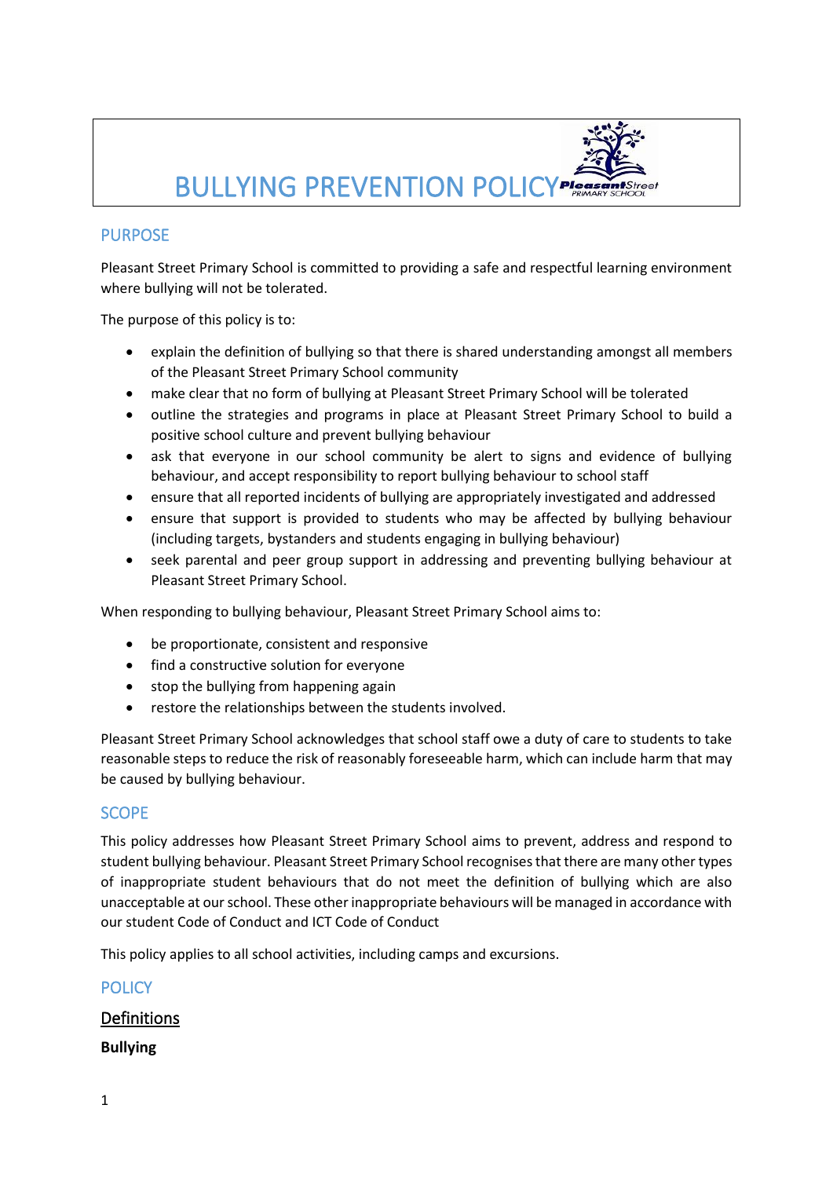# BULLYING PREVENTION POLICY

## PURPOSE

Pleasant Street Primary School is committed to providing a safe and respectful learning environment where bullying will not be tolerated.

The purpose of this policy is to:

- explain the definition of bullying so that there is shared understanding amongst all members of the Pleasant Street Primary School community
- make clear that no form of bullying at Pleasant Street Primary School will be tolerated
- outline the strategies and programs in place at Pleasant Street Primary School to build a positive school culture and prevent bullying behaviour
- ask that everyone in our school community be alert to signs and evidence of bullying behaviour, and accept responsibility to report bullying behaviour to school staff
- ensure that all reported incidents of bullying are appropriately investigated and addressed
- ensure that support is provided to students who may be affected by bullying behaviour (including targets, bystanders and students engaging in bullying behaviour)
- seek parental and peer group support in addressing and preventing bullying behaviour at Pleasant Street Primary School.

When responding to bullying behaviour, Pleasant Street Primary School aims to:

- be proportionate, consistent and responsive
- find a constructive solution for everyone
- stop the bullying from happening again
- restore the relationships between the students involved.

Pleasant Street Primary School acknowledges that school staff owe a duty of care to students to take reasonable steps to reduce the risk of reasonably foreseeable harm, which can include harm that may be caused by bullying behaviour.

## SCOPE

This policy addresses how Pleasant Street Primary School aims to prevent, address and respond to student bullying behaviour. Pleasant Street Primary School recognises that there are many other types of inappropriate student behaviours that do not meet the definition of bullying which are also unacceptable at our school. These other inappropriate behaviours will be managed in accordance with our student Code of Conduct and ICT Code of Conduct

This policy applies to all school activities, including camps and excursions.

## POLICY

### Definitions

**Bullying**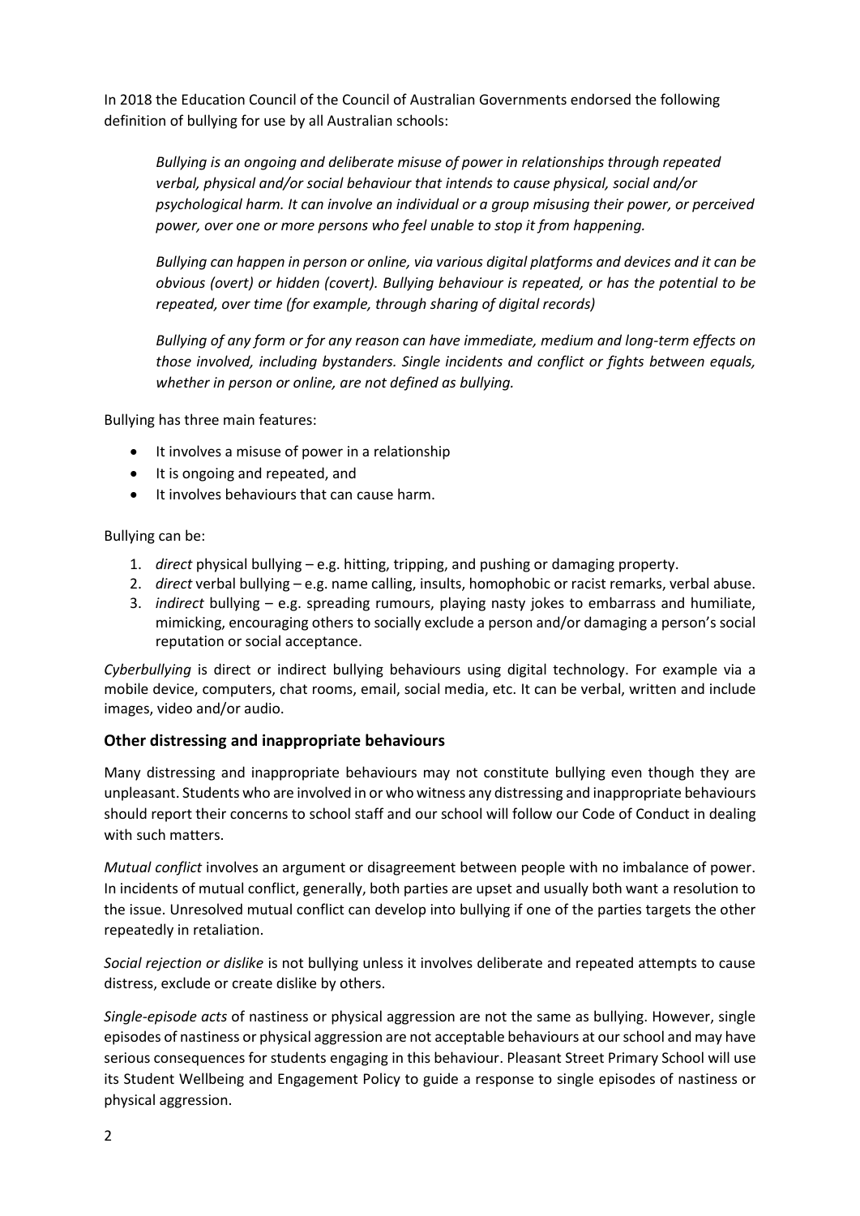In 2018 the Education Council of the Council of Australian Governments endorsed the following definition of bullying for use by all Australian schools:

> *Bullying is an ongoing and deliberate misuse of power in relationships through repeated verbal, physical and/or social behaviour that intends to cause physical, social and/or psychological harm. It can involve an individual or a group misusing their power, or perceived power, over one or more persons who feel unable to stop it from happening.*
>
> *Bullying can happen in person or online, via various digital platforms and devices and it can be obvious (overt) or hidden (covert). Bullying behaviour is repeated, or has the potential to be repeated, over time (for example, through sharing of digital records)*
>
> *Bullying of any form or for any reason can have immediate, medium and long-term effects on those involved, including bystanders. Single incidents and conflict or fights between equals, whether in person or online, are not defined as bullying.*

Bullying has three main features:

- It involves a misuse of power in a relationship
- It is ongoing and repeated, and
- It involves behaviours that can cause harm.

Bullying can be:

1. *direct* physical bullying – e.g. hitting, tripping, and pushing or damaging property.
2. *direct* verbal bullying – e.g. name calling, insults, homophobic or racist remarks, verbal abuse.
3. *indirect* bullying – e.g. spreading rumours, playing nasty jokes to embarrass and humiliate, mimicking, encouraging others to socially exclude a person and/or damaging a person's social reputation or social acceptance.

*Cyberbullying* is direct or indirect bullying behaviours using digital technology. For example via a mobile device, computers, chat rooms, email, social media, etc. It can be verbal, written and include images, video and/or audio.

### Other distressing and inappropriate behaviours

Many distressing and inappropriate behaviours may not constitute bullying even though they are unpleasant. Students who are involved in or who witness any distressing and inappropriate behaviours should report their concerns to school staff and our school will follow our Code of Conduct in dealing with such matters.

*Mutual conflict* involves an argument or disagreement between people with no imbalance of power. In incidents of mutual conflict, generally, both parties are upset and usually both want a resolution to the issue. Unresolved mutual conflict can develop into bullying if one of the parties targets the other repeatedly in retaliation.

*Social rejection or dislike* is not bullying unless it involves deliberate and repeated attempts to cause distress, exclude or create dislike by others.

*Single-episode acts* of nastiness or physical aggression are not the same as bullying. However, single episodes of nastiness or physical aggression are not acceptable behaviours at our school and may have serious consequences for students engaging in this behaviour. Pleasant Street Primary School will use its Student Wellbeing and Engagement Policy to guide a response to single episodes of nastiness or physical aggression.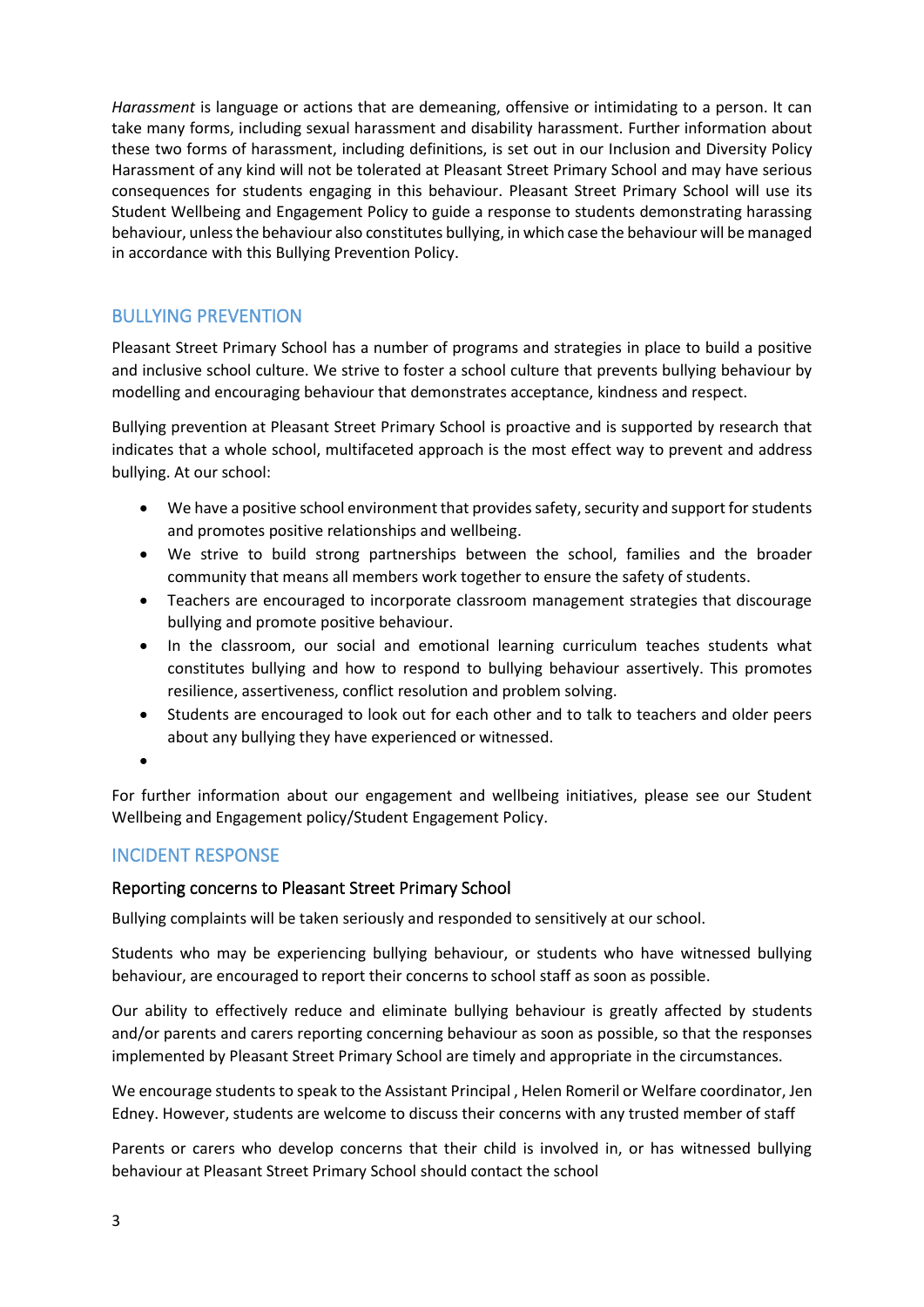*Harassment* is language or actions that are demeaning, offensive or intimidating to a person. It can take many forms, including sexual harassment and disability harassment. Further information about these two forms of harassment, including definitions, is set out in our Inclusion and Diversity Policy Harassment of any kind will not be tolerated at Pleasant Street Primary School and may have serious consequences for students engaging in this behaviour. Pleasant Street Primary School will use its Student Wellbeing and Engagement Policy to guide a response to students demonstrating harassing behaviour, unless the behaviour also constitutes bullying, in which case the behaviour will be managed in accordance with this Bullying Prevention Policy.

## BULLYING PREVENTION

Pleasant Street Primary School has a number of programs and strategies in place to build a positive and inclusive school culture. We strive to foster a school culture that prevents bullying behaviour by modelling and encouraging behaviour that demonstrates acceptance, kindness and respect.

Bullying prevention at Pleasant Street Primary School is proactive and is supported by research that indicates that a whole school, multifaceted approach is the most effect way to prevent and address bullying. At our school:

- We have a positive school environment that provides safety, security and support for students and promotes positive relationships and wellbeing.
- We strive to build strong partnerships between the school, families and the broader community that means all members work together to ensure the safety of students.
- Teachers are encouraged to incorporate classroom management strategies that discourage bullying and promote positive behaviour.
- In the classroom, our social and emotional learning curriculum teaches students what constitutes bullying and how to respond to bullying behaviour assertively. This promotes resilience, assertiveness, conflict resolution and problem solving.
- Students are encouraged to look out for each other and to talk to teachers and older peers about any bullying they have experienced or witnessed.
- 

For further information about our engagement and wellbeing initiatives, please see our Student Wellbeing and Engagement policy/Student Engagement Policy.

## INCIDENT RESPONSE

### Reporting concerns to Pleasant Street Primary School

Bullying complaints will be taken seriously and responded to sensitively at our school.

Students who may be experiencing bullying behaviour, or students who have witnessed bullying behaviour, are encouraged to report their concerns to school staff as soon as possible.

Our ability to effectively reduce and eliminate bullying behaviour is greatly affected by students and/or parents and carers reporting concerning behaviour as soon as possible, so that the responses implemented by Pleasant Street Primary School are timely and appropriate in the circumstances.

We encourage students to speak to the Assistant Principal , Helen Romeril or Welfare coordinator, Jen Edney. However, students are welcome to discuss their concerns with any trusted member of staff

Parents or carers who develop concerns that their child is involved in, or has witnessed bullying behaviour at Pleasant Street Primary School should contact the school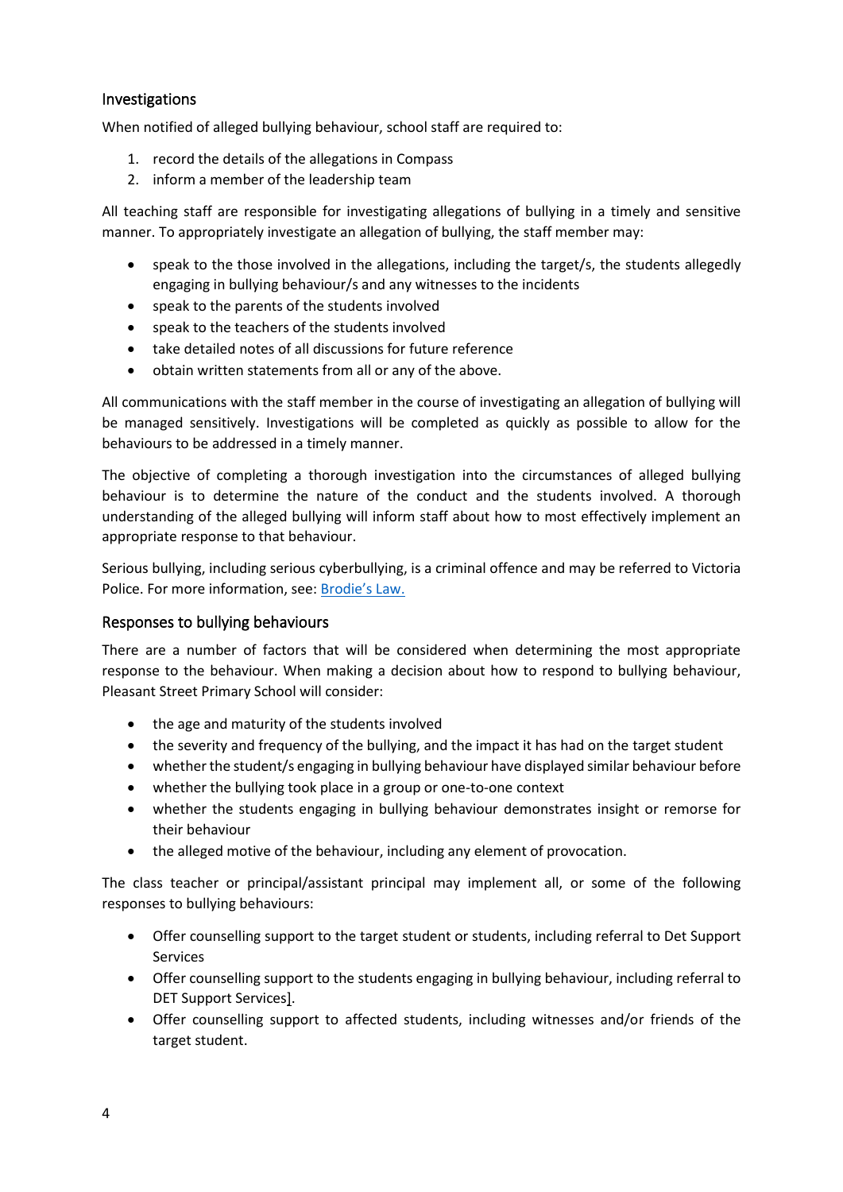## Investigations

When notified of alleged bullying behaviour, school staff are required to:

1. record the details of the allegations in Compass
2. inform a member of the leadership team

All teaching staff are responsible for investigating allegations of bullying in a timely and sensitive manner. To appropriately investigate an allegation of bullying, the staff member may:

- speak to the those involved in the allegations, including the target/s, the students allegedly engaging in bullying behaviour/s and any witnesses to the incidents
- speak to the parents of the students involved
- speak to the teachers of the students involved
- take detailed notes of all discussions for future reference
- obtain written statements from all or any of the above.

All communications with the staff member in the course of investigating an allegation of bullying will be managed sensitively. Investigations will be completed as quickly as possible to allow for the behaviours to be addressed in a timely manner.

The objective of completing a thorough investigation into the circumstances of alleged bullying behaviour is to determine the nature of the conduct and the students involved. A thorough understanding of the alleged bullying will inform staff about how to most effectively implement an appropriate response to that behaviour.

Serious bullying, including serious cyberbullying, is a criminal offence and may be referred to Victoria Police. For more information, see: [Brodie's Law.](#)

## Responses to bullying behaviours

There are a number of factors that will be considered when determining the most appropriate response to the behaviour. When making a decision about how to respond to bullying behaviour, Pleasant Street Primary School will consider:

- the age and maturity of the students involved
- the severity and frequency of the bullying, and the impact it has had on the target student
- whether the student/s engaging in bullying behaviour have displayed similar behaviour before
- whether the bullying took place in a group or one-to-one context
- whether the students engaging in bullying behaviour demonstrates insight or remorse for their behaviour
- the alleged motive of the behaviour, including any element of provocation.

The class teacher or principal/assistant principal may implement all, or some of the following responses to bullying behaviours:

- Offer counselling support to the target student or students, including referral to Det Support Services
- Offer counselling support to the students engaging in bullying behaviour, including referral to DET Support Services].
- Offer counselling support to affected students, including witnesses and/or friends of the target student.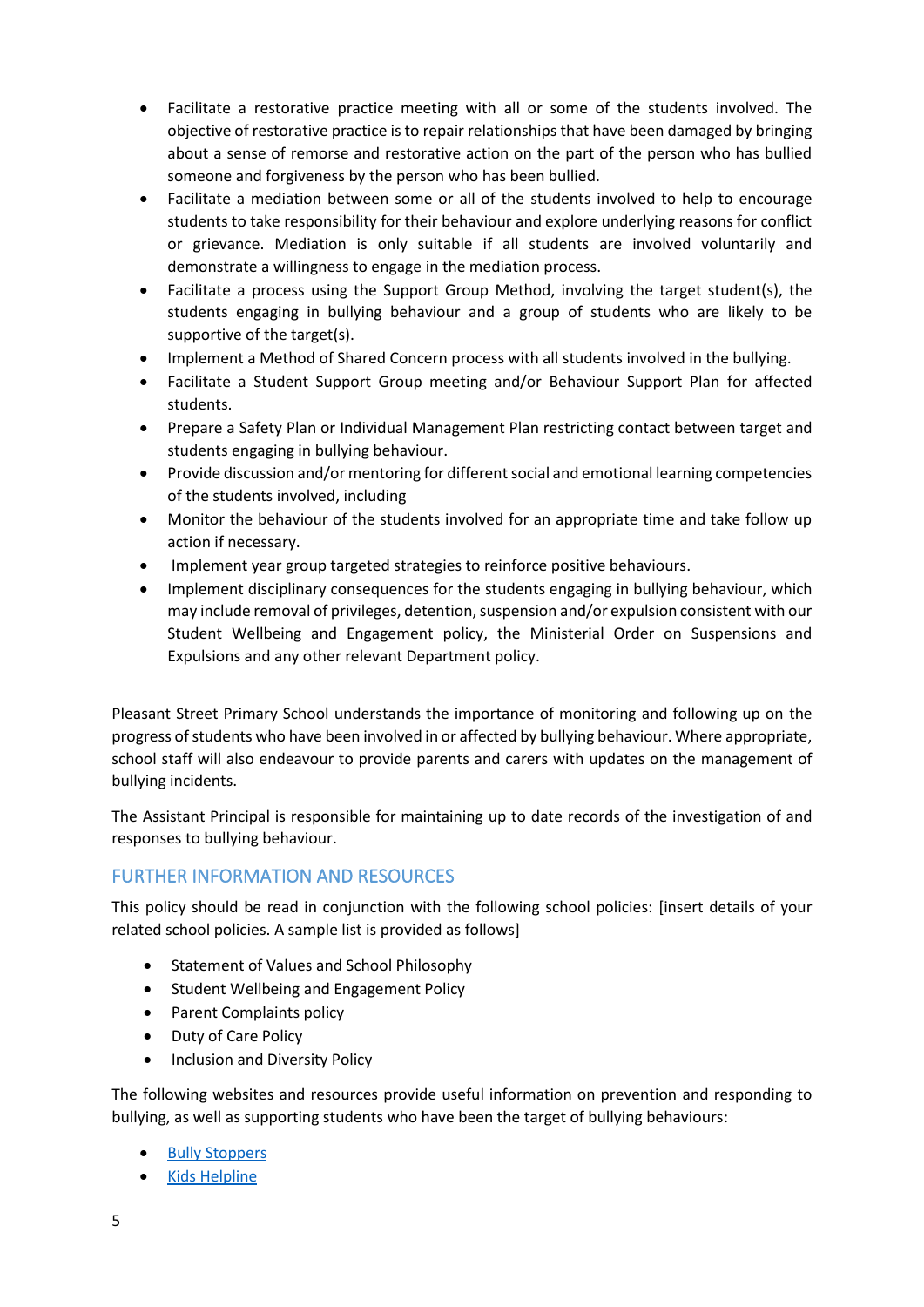- Facilitate a restorative practice meeting with all or some of the students involved. The objective of restorative practice is to repair relationships that have been damaged by bringing about a sense of remorse and restorative action on the part of the person who has bullied someone and forgiveness by the person who has been bullied.
- Facilitate a mediation between some or all of the students involved to help to encourage students to take responsibility for their behaviour and explore underlying reasons for conflict or grievance. Mediation is only suitable if all students are involved voluntarily and demonstrate a willingness to engage in the mediation process.
- Facilitate a process using the Support Group Method, involving the target student(s), the students engaging in bullying behaviour and a group of students who are likely to be supportive of the target(s).
- Implement a Method of Shared Concern process with all students involved in the bullying.
- Facilitate a Student Support Group meeting and/or Behaviour Support Plan for affected students.
- Prepare a Safety Plan or Individual Management Plan restricting contact between target and students engaging in bullying behaviour.
- Provide discussion and/or mentoring for different social and emotional learning competencies of the students involved, including
- Monitor the behaviour of the students involved for an appropriate time and take follow up action if necessary.
- Implement year group targeted strategies to reinforce positive behaviours.
- Implement disciplinary consequences for the students engaging in bullying behaviour, which may include removal of privileges, detention, suspension and/or expulsion consistent with our Student Wellbeing and Engagement policy, the Ministerial Order on Suspensions and Expulsions and any other relevant Department policy.

Pleasant Street Primary School understands the importance of monitoring and following up on the progress of students who have been involved in or affected by bullying behaviour. Where appropriate, school staff will also endeavour to provide parents and carers with updates on the management of bullying incidents.

The Assistant Principal is responsible for maintaining up to date records of the investigation of and responses to bullying behaviour.

## FURTHER INFORMATION AND RESOURCES

This policy should be read in conjunction with the following school policies: [insert details of your related school policies. A sample list is provided as follows]

- Statement of Values and School Philosophy
- Student Wellbeing and Engagement Policy
- Parent Complaints policy
- Duty of Care Policy
- Inclusion and Diversity Policy

The following websites and resources provide useful information on prevention and responding to bullying, as well as supporting students who have been the target of bullying behaviours:

- Bully Stoppers
- Kids Helpline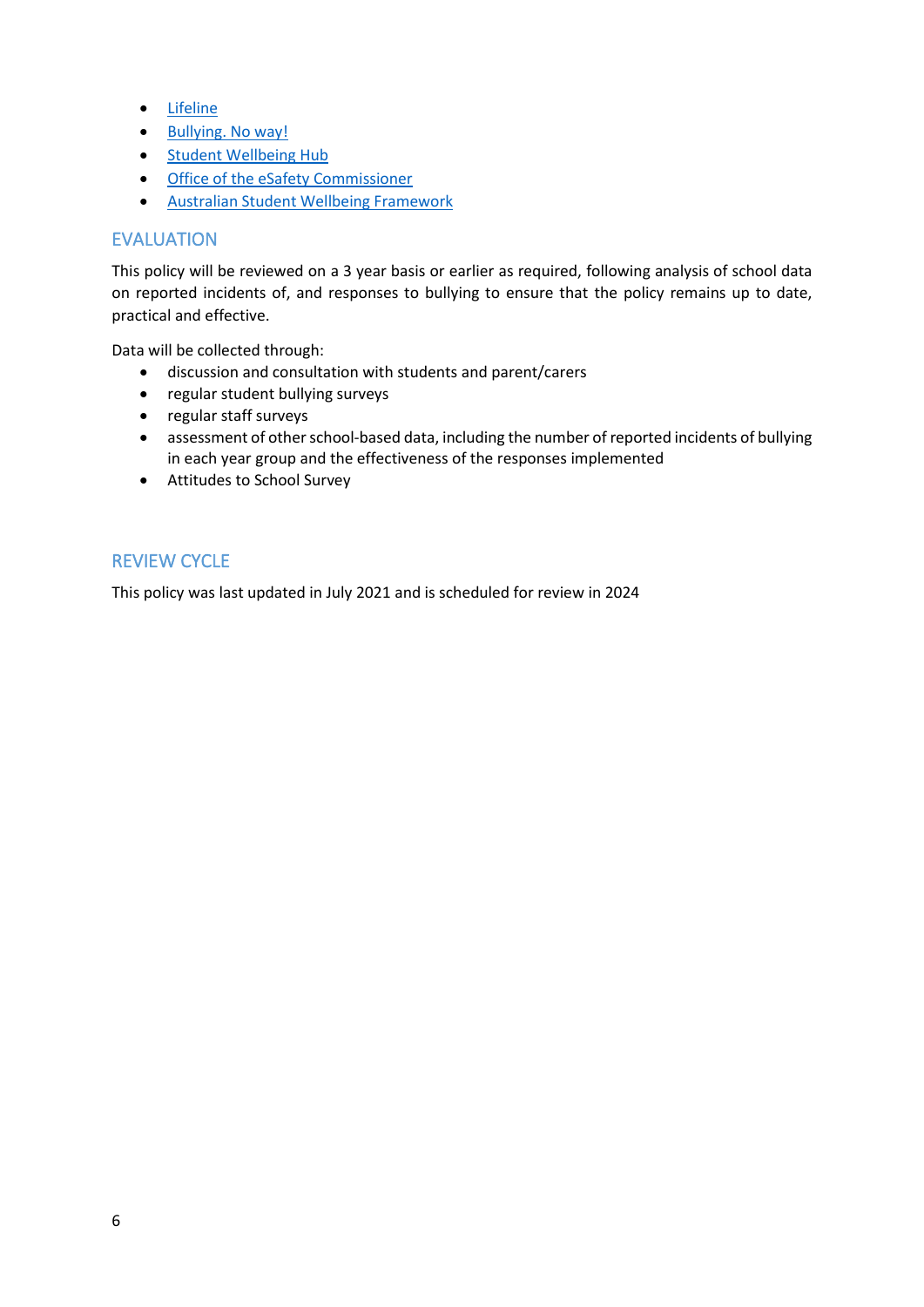- Lifeline
- Bullying. No way!
- Student Wellbeing Hub
- Office of the eSafety Commissioner
- Australian Student Wellbeing Framework

## EVALUATION

This policy will be reviewed on a 3 year basis or earlier as required, following analysis of school data on reported incidents of, and responses to bullying to ensure that the policy remains up to date, practical and effective.

Data will be collected through:

- discussion and consultation with students and parent/carers
- regular student bullying surveys
- regular staff surveys
- assessment of other school-based data, including the number of reported incidents of bullying in each year group and the effectiveness of the responses implemented
- Attitudes to School Survey

## REVIEW CYCLE

This policy was last updated in July 2021 and is scheduled for review in 2024